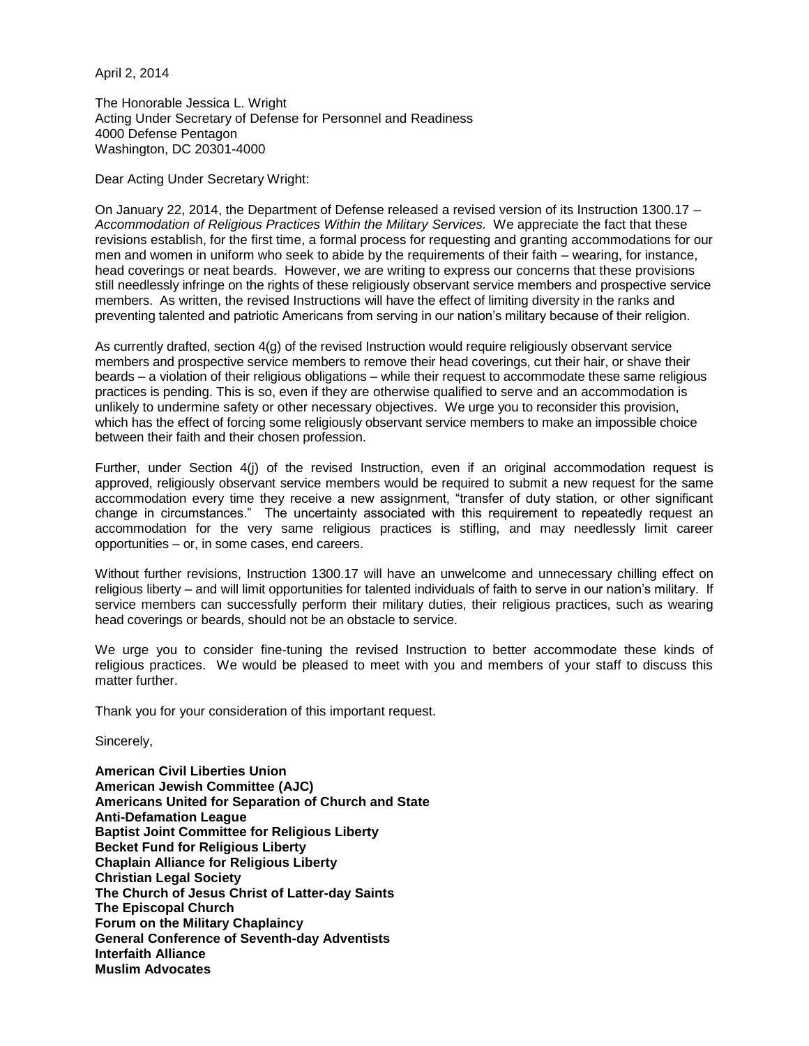April 2, 2014

The Honorable Jessica L. Wright
Acting Under Secretary of Defense for Personnel and Readiness
4000 Defense Pentagon
Washington, DC 20301-4000

Dear Acting Under Secretary Wright:

On January 22, 2014, the Department of Defense released a revised version of its Instruction 1300.17 – *Accommodation of Religious Practices Within the Military Services.* We appreciate the fact that these revisions establish, for the first time, a formal process for requesting and granting accommodations for our men and women in uniform who seek to abide by the requirements of their faith – wearing, for instance, head coverings or neat beards. However, we are writing to express our concerns that these provisions still needlessly infringe on the rights of these religiously observant service members and prospective service members. As written, the revised Instructions will have the effect of limiting diversity in the ranks and preventing talented and patriotic Americans from serving in our nation's military because of their religion.

As currently drafted, section 4(g) of the revised Instruction would require religiously observant service members and prospective service members to remove their head coverings, cut their hair, or shave their beards – a violation of their religious obligations – while their request to accommodate these same religious practices is pending. This is so, even if they are otherwise qualified to serve and an accommodation is unlikely to undermine safety or other necessary objectives. We urge you to reconsider this provision, which has the effect of forcing some religiously observant service members to make an impossible choice between their faith and their chosen profession.

Further, under Section 4(j) of the revised Instruction, even if an original accommodation request is approved, religiously observant service members would be required to submit a new request for the same accommodation every time they receive a new assignment, "transfer of duty station, or other significant change in circumstances." The uncertainty associated with this requirement to repeatedly request an accommodation for the very same religious practices is stifling, and may needlessly limit career opportunities – or, in some cases, end careers.

Without further revisions, Instruction 1300.17 will have an unwelcome and unnecessary chilling effect on religious liberty – and will limit opportunities for talented individuals of faith to serve in our nation's military. If service members can successfully perform their military duties, their religious practices, such as wearing head coverings or beards, should not be an obstacle to service.

We urge you to consider fine-tuning the revised Instruction to better accommodate these kinds of religious practices. We would be pleased to meet with you and members of your staff to discuss this matter further.

Thank you for your consideration of this important request.

Sincerely,

**American Civil Liberties Union**
**American Jewish Committee (AJC)**
**Americans United for Separation of Church and State**
**Anti-Defamation League**
**Baptist Joint Committee for Religious Liberty**
**Becket Fund for Religious Liberty**
**Chaplain Alliance for Religious Liberty**
**Christian Legal Society**
**The Church of Jesus Christ of Latter-day Saints**
**The Episcopal Church**
**Forum on the Military Chaplaincy**
**General Conference of Seventh-day Adventists**
**Interfaith Alliance**
**Muslim Advocates**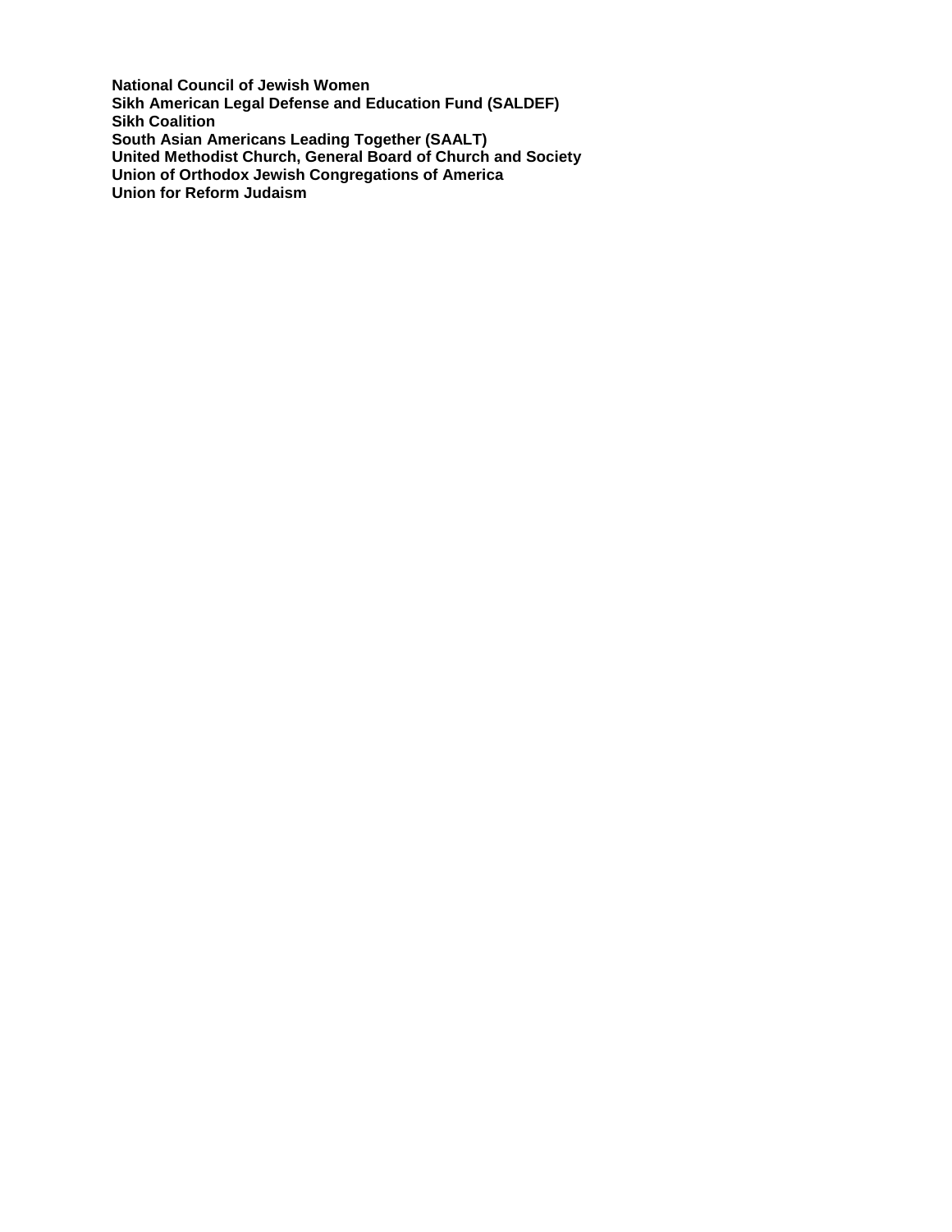**National Council of Jewish Women**
**Sikh American Legal Defense and Education Fund (SALDEF)**
**Sikh Coalition**
**South Asian Americans Leading Together (SAALT)**
**United Methodist Church, General Board of Church and Society**
**Union of Orthodox Jewish Congregations of America**
**Union for Reform Judaism**